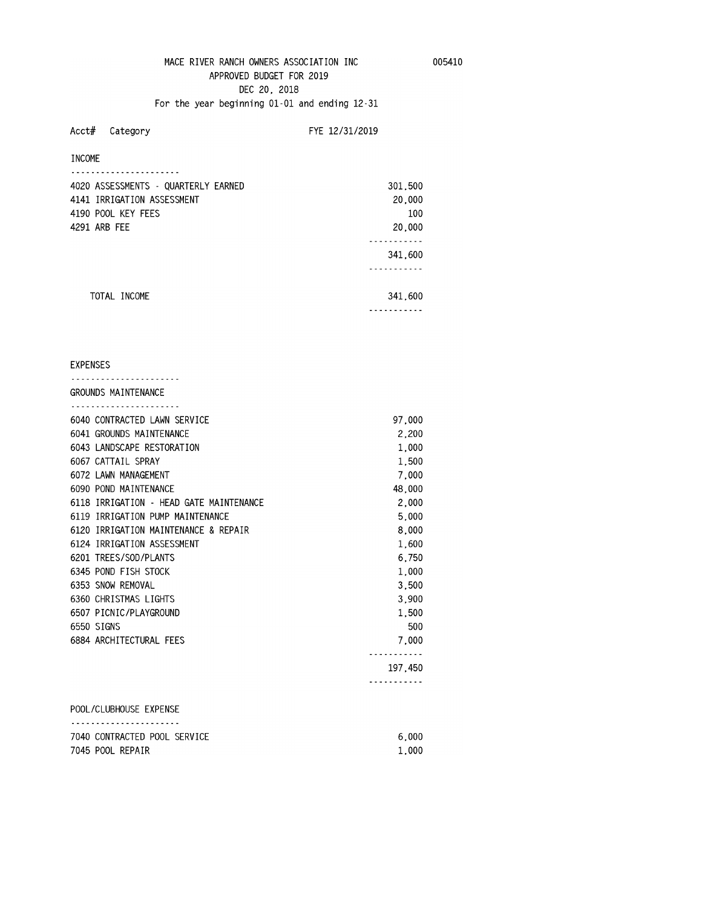# MACE RIVER RANCH OWNERS ASSOCIATION INC

005410

## APPROVED BUDGET FOR 2019

DEC 20, 2018

For the year beginning 01-01 and ending 12-31

| Acct# | Category | FYE 12/31/2019 |
|---|---|---|
| | **INCOME** | |
| 4020 | ASSESSMENTS - QUARTERLY EARNED | 301,500 |
| 4141 | IRRIGATION ASSESSMENT | 20,000 |
| 4190 | POOL KEY FEES | 100 |
| 4291 | ARB FEE | 20,000 |
| | | 341,600 |
| | TOTAL INCOME | 341,600 |
| | **EXPENSES** | |
| | **GROUNDS MAINTENANCE** | |
| 6040 | CONTRACTED LAWN SERVICE | 97,000 |
| 6041 | GROUNDS MAINTENANCE | 2,200 |
| 6043 | LANDSCAPE RESTORATION | 1,000 |
| 6067 | CATTAIL SPRAY | 1,500 |
| 6072 | LAWN MANAGEMENT | 7,000 |
| 6090 | POND MAINTENANCE | 48,000 |
| 6118 | IRRIGATION - HEAD GATE MAINTENANCE | 2,000 |
| 6119 | IRRIGATION PUMP MAINTENANCE | 5,000 |
| 6120 | IRRIGATION MAINTENANCE & REPAIR | 8,000 |
| 6124 | IRRIGATION ASSESSMENT | 1,600 |
| 6201 | TREES/SOD/PLANTS | 6,750 |
| 6345 | POND FISH STOCK | 1,000 |
| 6353 | SNOW REMOVAL | 3,500 |
| 6360 | CHRISTMAS LIGHTS | 3,900 |
| 6507 | PICNIC/PLAYGROUND | 1,500 |
| 6550 | SIGNS | 500 |
| 6884 | ARCHITECTURAL FEES | 7,000 |
| | | 197,450 |
| | **POOL/CLUBHOUSE EXPENSE** | |
| 7040 | CONTRACTED POOL SERVICE | 6,000 |
| 7045 | POOL REPAIR | 1,000 |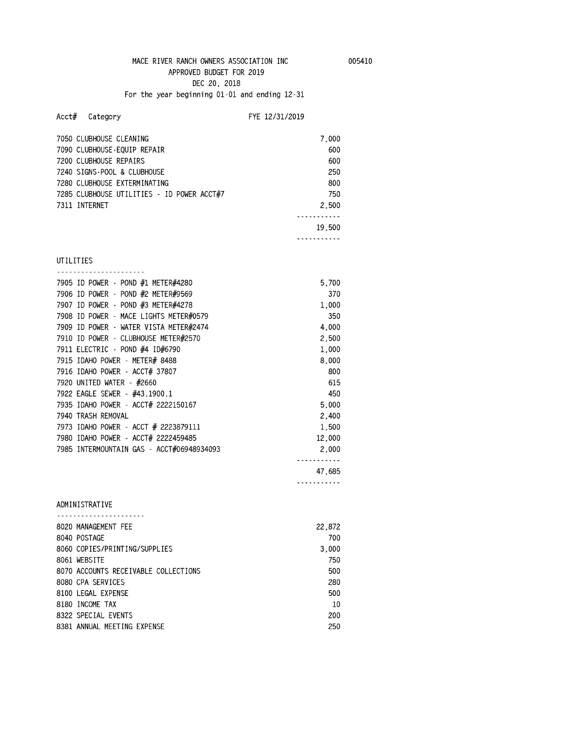# MACE RIVER RANCH OWNERS ASSOCIATION INC 005410

## APPROVED BUDGET FOR 2019

DEC 20, 2018

For the year beginning 01-01 and ending 12-31

| Acct# Category | FYE 12/31/2019 |
|---|---|
| 7050 CLUBHOUSE CLEANING | 7,000 |
| 7090 CLUBHOUSE-EQUIP REPAIR | 600 |
| 7200 CLUBHOUSE REPAIRS | 600 |
| 7240 SIGNS-POOL & CLUBHOUSE | 250 |
| 7280 CLUBHOUSE EXTERMINATING | 800 |
| 7285 CLUBHOUSE UTILITIES - ID POWER ACCT#7 | 750 |
| 7311 INTERNET | 2,500 |
| | 19,500 |

### UTILITIES

| Acct# Category | FYE 12/31/2019 |
|---|---|
| 7905 ID POWER - POND #1 METER#4280 | 5,700 |
| 7906 ID POWER - POND #2 METER#9569 | 370 |
| 7907 ID POWER - POND #3 METER#4278 | 1,000 |
| 7908 ID POWER - MACE LIGHTS METER#0579 | 350 |
| 7909 ID POWER - WATER VISTA METER#2474 | 4,000 |
| 7910 ID POWER - CLUBHOUSE METER#2570 | 2,500 |
| 7911 ELECTRIC - POND #4 ID#6790 | 1,000 |
| 7915 IDAHO POWER - METER# 8488 | 8,000 |
| 7916 IDAHO POWER - ACCT# 37807 | 800 |
| 7920 UNITED WATER - #2660 | 615 |
| 7922 EAGLE SEWER - #43.1900.1 | 450 |
| 7935 IDAHO POWER - ACCT# 2222150167 | 5,000 |
| 7940 TRASH REMOVAL | 2,400 |
| 7973 IDAHO POWER - ACCT # 2223879111 | 1,500 |
| 7980 IDAHO POWER - ACCT# 2222459485 | 12,000 |
| 7985 INTERMOUNTAIN GAS - ACCT#06948934093 | 2,000 |
| | 47,685 |

### ADMINISTRATIVE

| Acct# Category | FYE 12/31/2019 |
|---|---|
| 8020 MANAGEMENT FEE | 22,872 |
| 8040 POSTAGE | 700 |
| 8060 COPIES/PRINTING/SUPPLIES | 3,000 |
| 8061 WEBSITE | 750 |
| 8070 ACCOUNTS RECEIVABLE COLLECTIONS | 500 |
| 8080 CPA SERVICES | 280 |
| 8100 LEGAL EXPENSE | 500 |
| 8180 INCOME TAX | 10 |
| 8322 SPECIAL EVENTS | 200 |
| 8381 ANNUAL MEETING EXPENSE | 250 |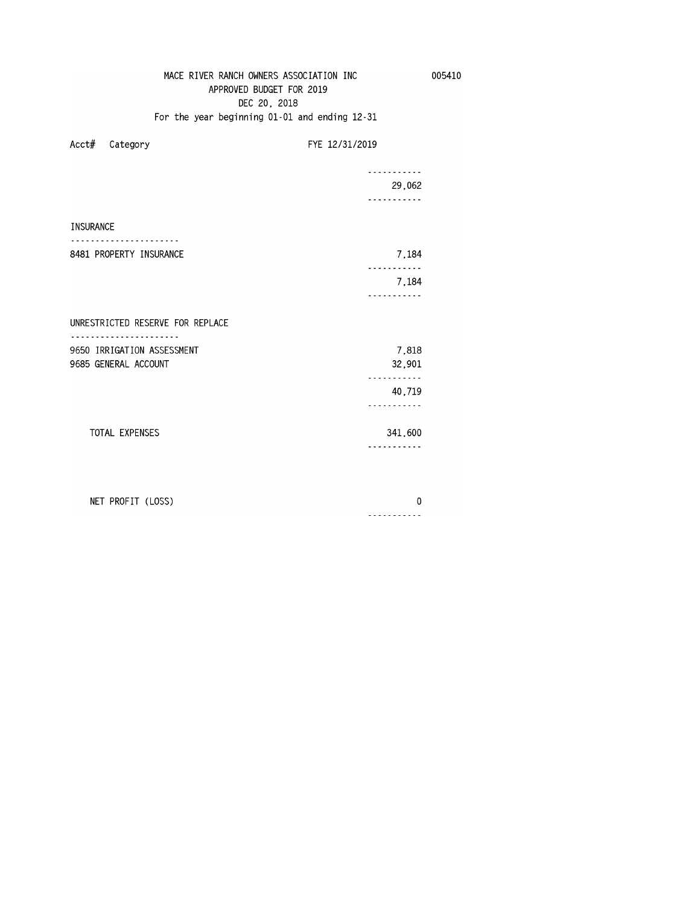MACE RIVER RANCH OWNERS ASSOCIATION INC 005410

APPROVED BUDGET FOR 2019

DEC 20, 2018

For the year beginning 01-01 and ending 12-31

| Acct# Category | FYE 12/31/2019 |
|---|---|
| | 29,062 |
| **INSURANCE** | |
| 8481 PROPERTY INSURANCE | 7,184 |
| | 7,184 |
| **UNRESTRICTED RESERVE FOR REPLACE** | |
| 9650 IRRIGATION ASSESSMENT | 7,818 |
| 9685 GENERAL ACCOUNT | 32,901 |
| | 40,719 |
| TOTAL EXPENSES | 341,600 |
| NET PROFIT (LOSS) | 0 |